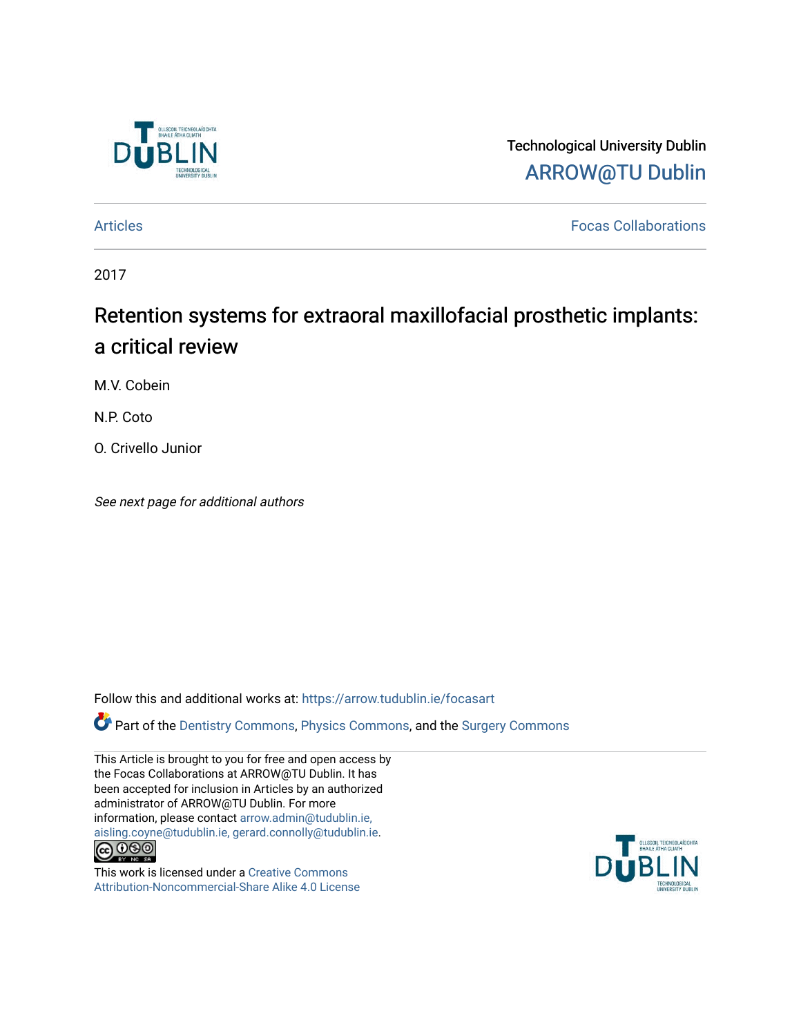Technological University Dublin

ARROW@TU Dublin

Articles | Focas Collaborations

2017

# Retention systems for extraoral maxillofacial prosthetic implants: a critical review

M.V. Cobein

N.P. Coto

O. Crivello Junior

*See next page for additional authors*

Follow this and additional works at: https://arrow.tudublin.ie/focasart

Part of the Dentistry Commons, Physics Commons, and the Surgery Commons

This Article is brought to you for free and open access by the Focas Collaborations at ARROW@TU Dublin. It has been accepted for inclusion in Articles by an authorized administrator of ARROW@TU Dublin. For more information, please contact arrow.admin@tudublin.ie, aisling.coyne@tudublin.ie, gerard.connolly@tudublin.ie.

This work is licensed under a Creative Commons Attribution-Noncommercial-Share Alike 4.0 License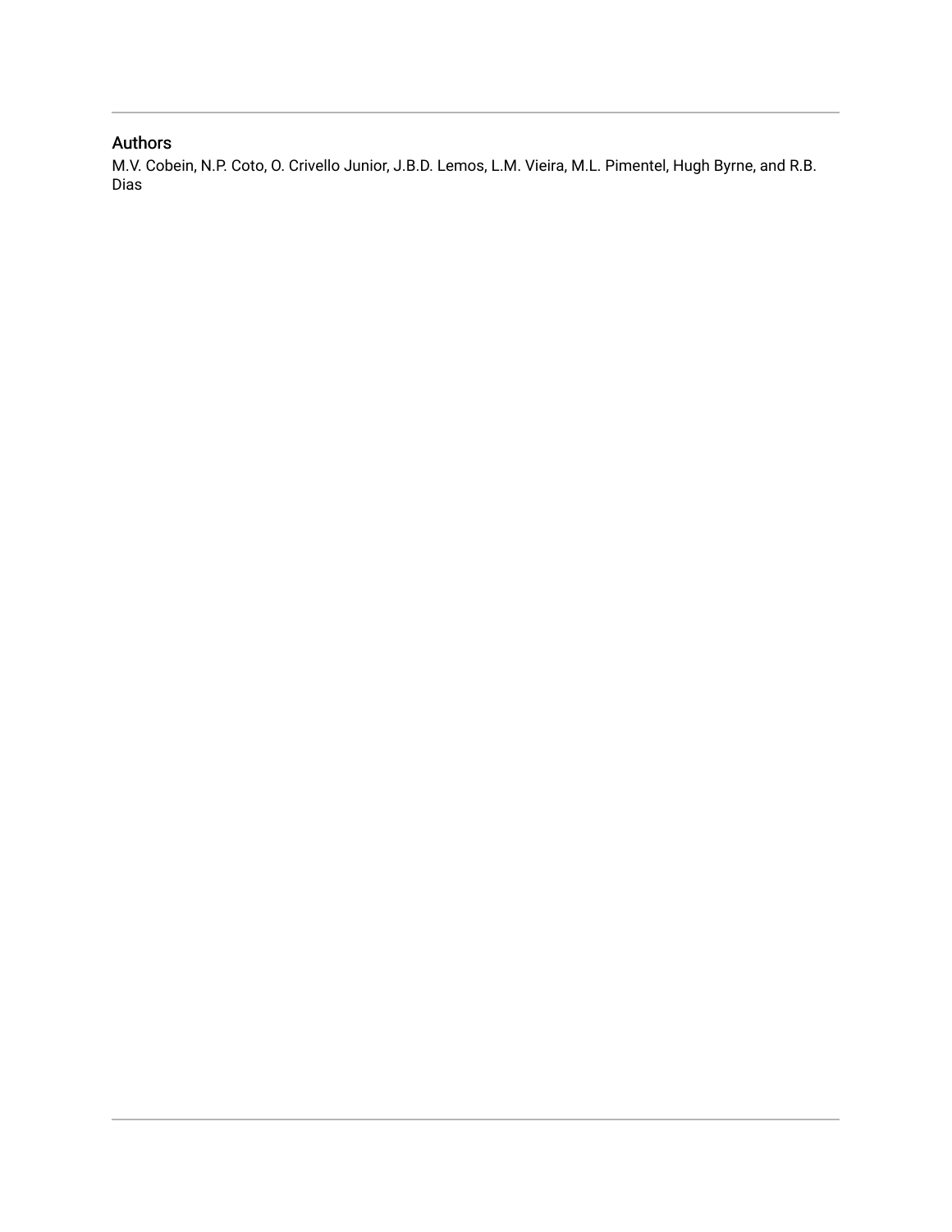## Authors

M.V. Cobein, N.P. Coto, O. Crivello Junior, J.B.D. Lemos, L.M. Vieira, M.L. Pimentel, Hugh Byrne, and R.B. Dias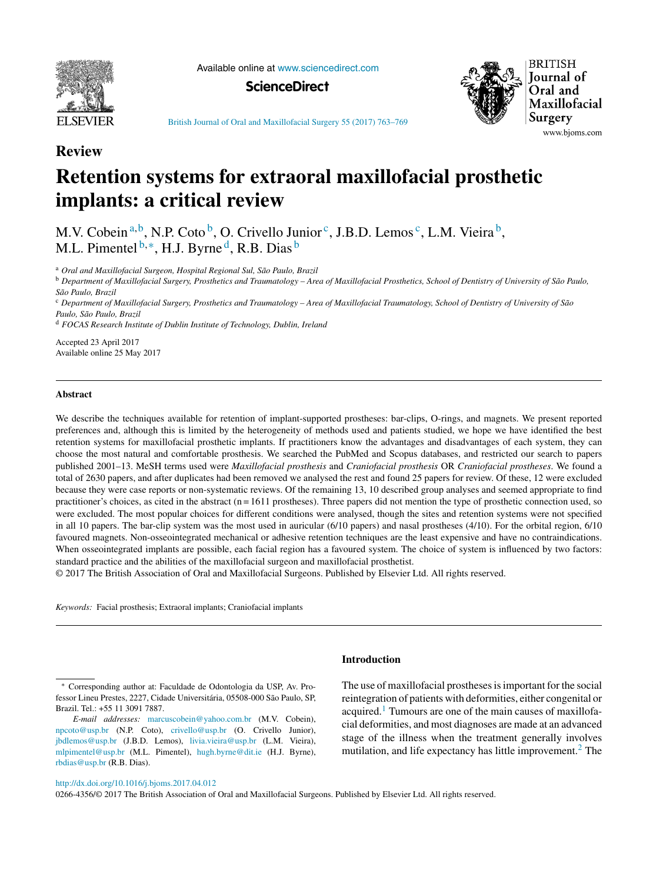## Review

# Retention systems for extraoral maxillofacial prosthetic implants: a critical review

M.V. Cobein[a,b], N.P. Coto[b], O. Crivello Junior[c], J.B.D. Lemos[c], L.M. Vieira[b], M.L. Pimentel[b,*], H.J. Byrne[d], R.B. Dias[b]

[a] *Oral and Maxillofacial Surgeon, Hospital Regional Sul, São Paulo, Brazil*

[b] *Department of Maxillofacial Surgery, Prosthetics and Traumatology – Area of Maxillofacial Prosthetics, School of Dentistry of University of São Paulo, São Paulo, Brazil*

[c] *Department of Maxillofacial Surgery, Prosthetics and Traumatology – Area of Maxillofacial Traumatology, School of Dentistry of University of São Paulo, São Paulo, Brazil*

[d] *FOCAS Research Institute of Dublin Institute of Technology, Dublin, Ireland*

Accepted 23 April 2017
Available online 25 May 2017

### Abstract

We describe the techniques available for retention of implant-supported prostheses: bar-clips, O-rings, and magnets. We present reported preferences and, although this is limited by the heterogeneity of methods used and patients studied, we hope we have identified the best retention systems for maxillofacial prosthetic implants. If practitioners know the advantages and disadvantages of each system, they can choose the most natural and comfortable prosthesis. We searched the PubMed and Scopus databases, and restricted our search to papers published 2001–13. MeSH terms used were *Maxillofacial prosthesis* and *Craniofacial prosthesis* OR *Craniofacial prostheses*. We found a total of 2630 papers, and after duplicates had been removed we analysed the rest and found 25 papers for review. Of these, 12 were excluded because they were case reports or non-systematic reviews. Of the remaining 13, 10 described group analyses and seemed appropriate to find practitioner's choices, as cited in the abstract (n = 1611 prostheses). Three papers did not mention the type of prosthetic connection used, so were excluded. The most popular choices for different conditions were analysed, though the sites and retention systems were not specified in all 10 papers. The bar-clip system was the most used in auricular (6/10 papers) and nasal prostheses (4/10). For the orbital region, 6/10 favoured magnets. Non-osseointegrated mechanical or adhesive retention techniques are the least expensive and have no contraindications. When osseointegrated implants are possible, each facial region has a favoured system. The choice of system is influenced by two factors: standard practice and the abilities of the maxillofacial surgeon and maxillofacial prosthetist.

© 2017 The British Association of Oral and Maxillofacial Surgeons. Published by Elsevier Ltd. All rights reserved.

*Keywords:* Facial prosthesis; Extraoral implants; Craniofacial implants

## Introduction

The use of maxillofacial prostheses is important for the social reintegration of patients with deformities, either congenital or acquired.[1] Tumours are one of the main causes of maxillofacial deformities, and most diagnoses are made at an advanced stage of the illness when the treatment generally involves mutilation, and life expectancy has little improvement.[2] The

* Corresponding author at: Faculdade de Odontologia da USP, Av. Professor Lineu Prestes, 2227, Cidade Universitária, 05508-000 São Paulo, SP, Brazil. Tel.: +55 11 3091 7887.

*E-mail addresses:* marcuscobein@yahoo.com.br (M.V. Cobein), npcoto@usp.br (N.P. Coto), crivello@usp.br (O. Crivello Junior), jbdlemos@usp.br (J.B.D. Lemos), livia.vieira@usp.br (L.M. Vieira), mlpimentel@usp.br (M.L. Pimentel), hugh.byrne@dit.ie (H.J. Byrne), rbdias@usp.br (R.B. Dias).

http://dx.doi.org/10.1016/j.bjoms.2017.04.012
0266-4356/© 2017 The British Association of Oral and Maxillofacial Surgeons. Published by Elsevier Ltd. All rights reserved.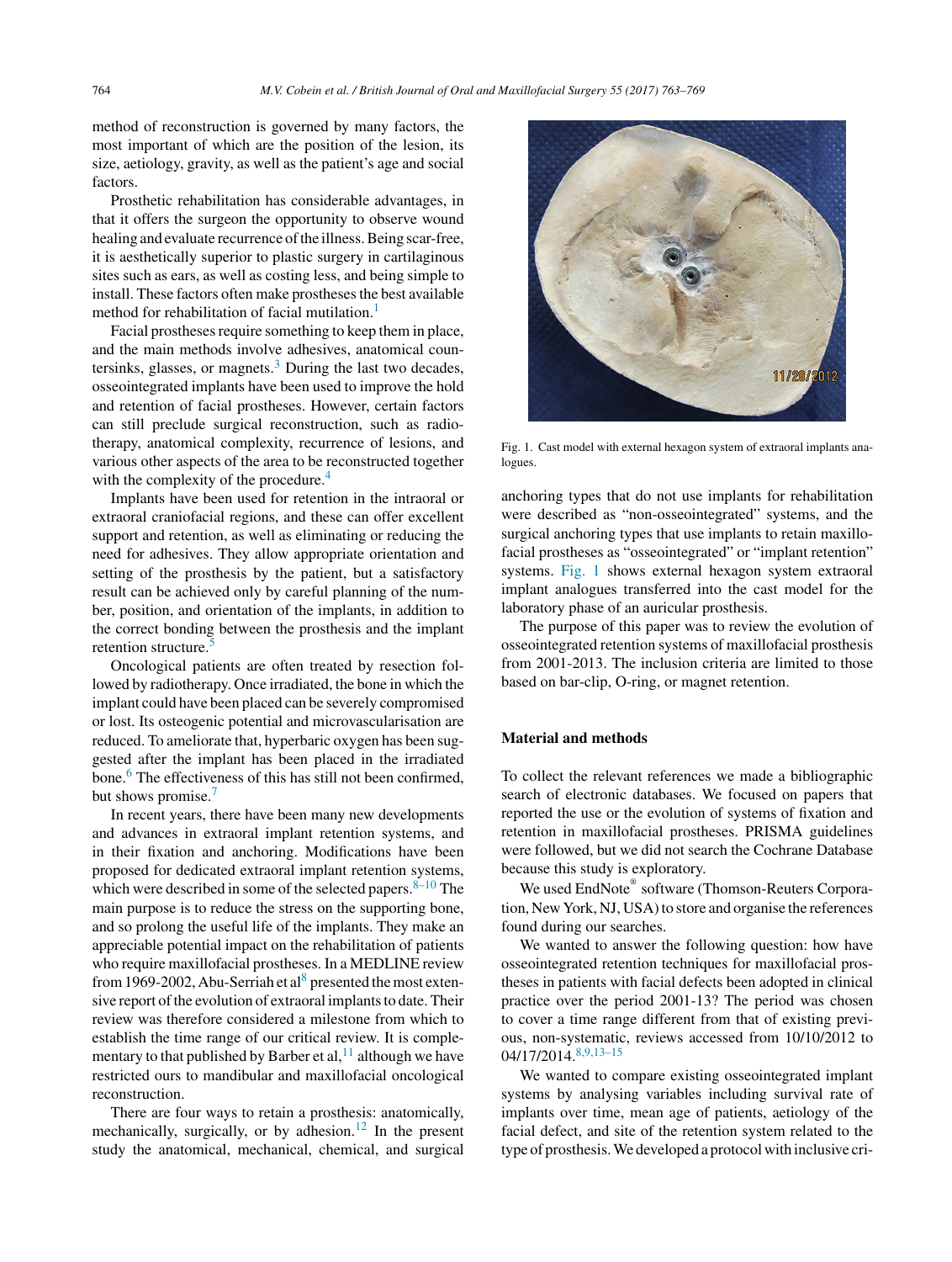method of reconstruction is governed by many factors, the most important of which are the position of the lesion, its size, aetiology, gravity, as well as the patient's age and social factors.

Prosthetic rehabilitation has considerable advantages, in that it offers the surgeon the opportunity to observe wound healing and evaluate recurrence of the illness. Being scar-free, it is aesthetically superior to plastic surgery in cartilaginous sites such as ears, as well as costing less, and being simple to install. These factors often make prostheses the best available method for rehabilitation of facial mutilation.[1]

Facial prostheses require something to keep them in place, and the main methods involve adhesives, anatomical countersinks, glasses, or magnets.[3] During the last two decades, osseointegrated implants have been used to improve the hold and retention of facial prostheses. However, certain factors can still preclude surgical reconstruction, such as radiotherapy, anatomical complexity, recurrence of lesions, and various other aspects of the area to be reconstructed together with the complexity of the procedure.[4]

Implants have been used for retention in the intraoral or extraoral craniofacial regions, and these can offer excellent support and retention, as well as eliminating or reducing the need for adhesives. They allow appropriate orientation and setting of the prosthesis by the patient, but a satisfactory result can be achieved only by careful planning of the number, position, and orientation of the implants, in addition to the correct bonding between the prosthesis and the implant retention structure.[5]

Oncological patients are often treated by resection followed by radiotherapy. Once irradiated, the bone in which the implant could have been placed can be severely compromised or lost. Its osteogenic potential and microvascularisation are reduced. To ameliorate that, hyperbaric oxygen has been suggested after the implant has been placed in the irradiated bone.[6] The effectiveness of this has still not been confirmed, but shows promise.[7]

In recent years, there have been many new developments and advances in extraoral implant retention systems, and in their fixation and anchoring. Modifications have been proposed for dedicated extraoral implant retention systems, which were described in some of the selected papers.[8–10] The main purpose is to reduce the stress on the supporting bone, and so prolong the useful life of the implants. They make an appreciable potential impact on the rehabilitation of patients who require maxillofacial prostheses. In a MEDLINE review from 1969-2002, Abu-Serriah et al[8] presented the most extensive report of the evolution of extraoral implants to date. Their review was therefore considered a milestone from which to establish the time range of our critical review. It is complementary to that published by Barber et al,[11] although we have restricted ours to mandibular and maxillofacial oncological reconstruction.

There are four ways to retain a prosthesis: anatomically, mechanically, surgically, or by adhesion.[12] In the present study the anatomical, mechanical, chemical, and surgical anchoring types that do not use implants for rehabilitation were described as "non-osseointegrated" systems, and the surgical anchoring types that use implants to retain maxillofacial prostheses as "osseointegrated" or "implant retention" systems. Fig. 1 shows external hexagon system extraoral implant analogues transferred into the cast model for the laboratory phase of an auricular prosthesis.

Fig. 1. Cast model with external hexagon system of extraoral implants analogues.

The purpose of this paper was to review the evolution of osseointegrated retention systems of maxillofacial prosthesis from 2001-2013. The inclusion criteria are limited to those based on bar-clip, O-ring, or magnet retention.

## Material and methods

To collect the relevant references we made a bibliographic search of electronic databases. We focused on papers that reported the use or the evolution of systems of fixation and retention in maxillofacial prostheses. PRISMA guidelines were followed, but we did not search the Cochrane Database because this study is exploratory.

We used EndNote® software (Thomson-Reuters Corporation, New York, NJ, USA) to store and organise the references found during our searches.

We wanted to answer the following question: how have osseointegrated retention techniques for maxillofacial prostheses in patients with facial defects been adopted in clinical practice over the period 2001-13? The period was chosen to cover a time range different from that of existing previous, non-systematic, reviews accessed from 10/10/2012 to 04/17/2014.[8,9,13–15]

We wanted to compare existing osseointegrated implant systems by analysing variables including survival rate of implants over time, mean age of patients, aetiology of the facial defect, and site of the retention system related to the type of prosthesis. We developed a protocol with inclusive cri-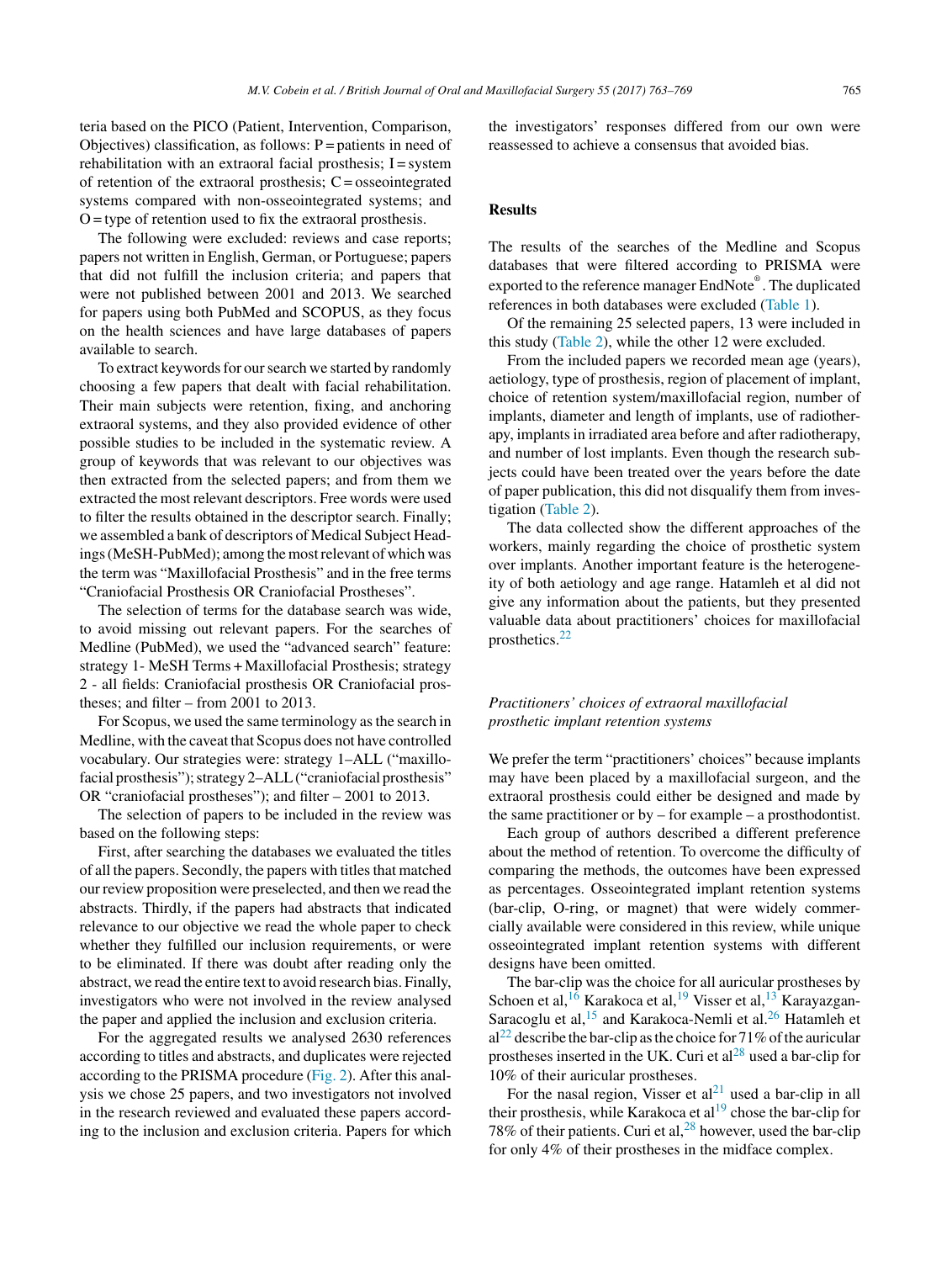teria based on the PICO (Patient, Intervention, Comparison, Objectives) classification, as follows: P = patients in need of rehabilitation with an extraoral facial prosthesis; I = system of retention of the extraoral prosthesis; C = osseointegrated systems compared with non-osseointegrated systems; and O = type of retention used to fix the extraoral prosthesis.

The following were excluded: reviews and case reports; papers not written in English, German, or Portuguese; papers that did not fulfill the inclusion criteria; and papers that were not published between 2001 and 2013. We searched for papers using both PubMed and SCOPUS, as they focus on the health sciences and have large databases of papers available to search.

To extract keywords for our search we started by randomly choosing a few papers that dealt with facial rehabilitation. Their main subjects were retention, fixing, and anchoring extraoral systems, and they also provided evidence of other possible studies to be included in the systematic review. A group of keywords that was relevant to our objectives was then extracted from the selected papers; and from them we extracted the most relevant descriptors. Free words were used to filter the results obtained in the descriptor search. Finally; we assembled a bank of descriptors of Medical Subject Headings (MeSH-PubMed); among the most relevant of which was the term was "Maxillofacial Prosthesis" and in the free terms "Craniofacial Prosthesis OR Craniofacial Prostheses".

The selection of terms for the database search was wide, to avoid missing out relevant papers. For the searches of Medline (PubMed), we used the "advanced search" feature: strategy 1- MeSH Terms + Maxillofacial Prosthesis; strategy 2 - all fields: Craniofacial prosthesis OR Craniofacial prostheses; and filter – from 2001 to 2013.

For Scopus, we used the same terminology as the search in Medline, with the caveat that Scopus does not have controlled vocabulary. Our strategies were: strategy 1–ALL ("maxillofacial prosthesis"); strategy 2–ALL ("craniofacial prosthesis" OR "craniofacial prostheses"); and filter – 2001 to 2013.

The selection of papers to be included in the review was based on the following steps:

First, after searching the databases we evaluated the titles of all the papers. Secondly, the papers with titles that matched our review proposition were preselected, and then we read the abstracts. Thirdly, if the papers had abstracts that indicated relevance to our objective we read the whole paper to check whether they fulfilled our inclusion requirements, or were to be eliminated. If there was doubt after reading only the abstract, we read the entire text to avoid research bias. Finally, investigators who were not involved in the review analysed the paper and applied the inclusion and exclusion criteria.

For the aggregated results we analysed 2630 references according to titles and abstracts, and duplicates were rejected according to the PRISMA procedure (Fig. 2). After this analysis we chose 25 papers, and two investigators not involved in the research reviewed and evaluated these papers according to the inclusion and exclusion criteria. Papers for which the investigators' responses differed from our own were reassessed to achieve a consensus that avoided bias.

## Results

The results of the searches of the Medline and Scopus databases that were filtered according to PRISMA were exported to the reference manager EndNote®. The duplicated references in both databases were excluded (Table 1).

Of the remaining 25 selected papers, 13 were included in this study (Table 2), while the other 12 were excluded.

From the included papers we recorded mean age (years), aetiology, type of prosthesis, region of placement of implant, choice of retention system/maxillofacial region, number of implants, diameter and length of implants, use of radiotherapy, implants in irradiated area before and after radiotherapy, and number of lost implants. Even though the research subjects could have been treated over the years before the date of paper publication, this did not disqualify them from investigation (Table 2).

The data collected show the different approaches of the workers, mainly regarding the choice of prosthetic system over implants. Another important feature is the heterogeneity of both aetiology and age range. Hatamleh et al did not give any information about the patients, but they presented valuable data about practitioners' choices for maxillofacial prosthetics.[22]

### *Practitioners' choices of extraoral maxillofacial prosthetic implant retention systems*

We prefer the term "practitioners' choices" because implants may have been placed by a maxillofacial surgeon, and the extraoral prosthesis could either be designed and made by the same practitioner or by – for example – a prosthodontist.

Each group of authors described a different preference about the method of retention. To overcome the difficulty of comparing the methods, the outcomes have been expressed as percentages. Osseointegrated implant retention systems (bar-clip, O-ring, or magnet) that were widely commercially available were considered in this review, while unique osseointegrated implant retention systems with different designs have been omitted.

The bar-clip was the choice for all auricular prostheses by Schoen et al,[16] Karakoca et al,[19] Visser et al,[13] Karayazgan-Saracoglu et al,[15] and Karakoca-Nemli et al.[26] Hatamleh et al[22] describe the bar-clip as the choice for 71% of the auricular prostheses inserted in the UK. Curi et al[28] used a bar-clip for 10% of their auricular prostheses.

For the nasal region, Visser et al[21] used a bar-clip in all their prosthesis, while Karakoca et al[19] chose the bar-clip for 78% of their patients. Curi et al,[28] however, used the bar-clip for only 4% of their prostheses in the midface complex.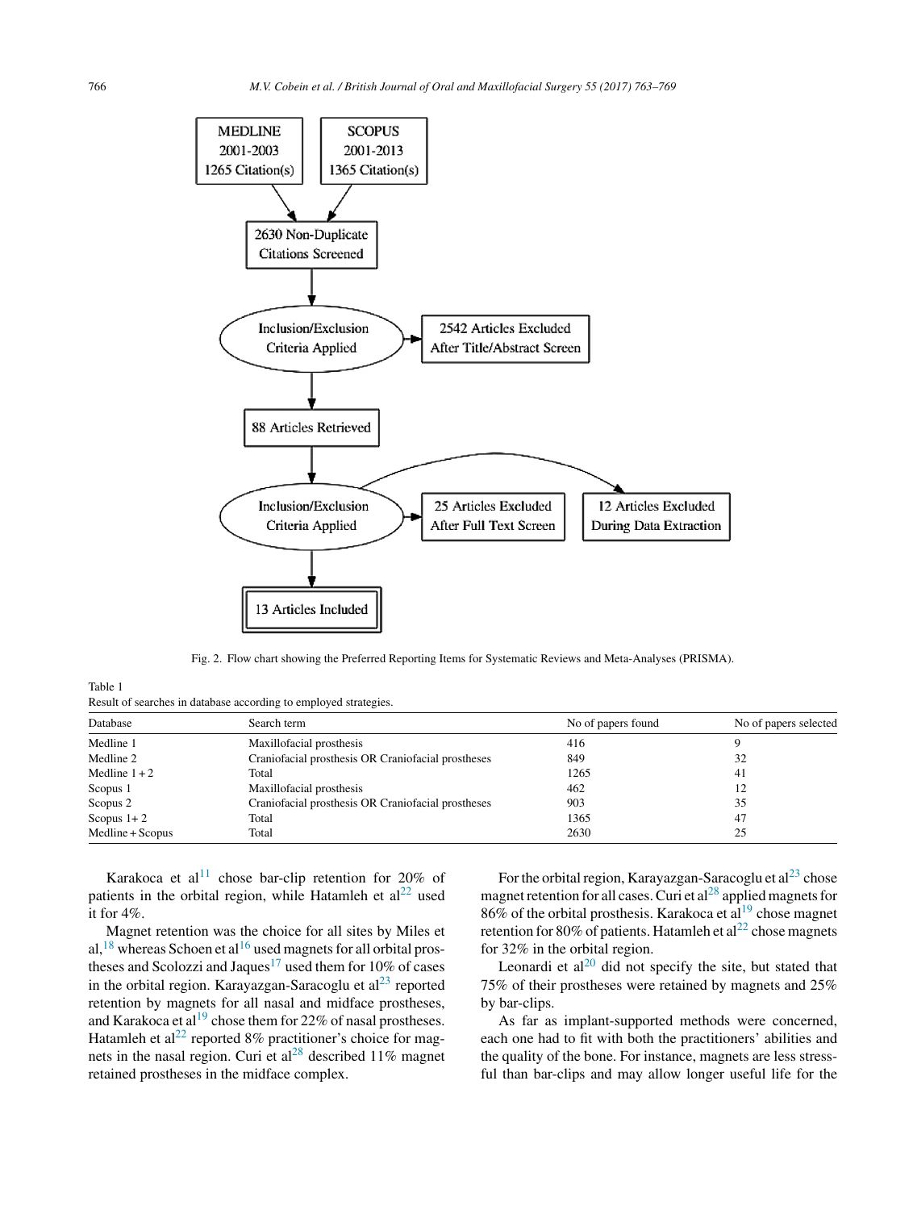Fig. 2. Flow chart showing the Preferred Reporting Items for Systematic Reviews and Meta-Analyses (PRISMA).

Table 1
Result of searches in database according to employed strategies.

| Database | Search term | No of papers found | No of papers selected |
|---|---|---|---|
| Medline 1 | Maxillofacial prosthesis | 416 | 9 |
| Medline 2 | Craniofacial prosthesis OR Craniofacial prostheses | 849 | 32 |
| Medline 1 + 2 | Total | 1265 | 41 |
| Scopus 1 | Maxillofacial prosthesis | 462 | 12 |
| Scopus 2 | Craniofacial prosthesis OR Craniofacial prostheses | 903 | 35 |
| Scopus 1+ 2 | Total | 1365 | 47 |
| Medline + Scopus | Total | 2630 | 25 |

Karakoca et al[11] chose bar-clip retention for 20% of patients in the orbital region, while Hatamleh et al[22] used it for 4%.

Magnet retention was the choice for all sites by Miles et al,[18] whereas Schoen et al[16] used magnets for all orbital prostheses and Scolozzi and Jaques[17] used them for 10% of cases in the orbital region. Karayazgan-Saracoglu et al[23] reported retention by magnets for all nasal and midface prostheses, and Karakoca et al[19] chose them for 22% of nasal prostheses. Hatamleh et al[22] reported 8% practitioner's choice for magnets in the nasal region. Curi et al[28] described 11% magnet retained prostheses in the midface complex.

For the orbital region, Karayazgan-Saracoglu et al[23] chose magnet retention for all cases. Curi et al[28] applied magnets for 86% of the orbital prosthesis. Karakoca et al[19] chose magnet retention for 80% of patients. Hatamleh et al[22] chose magnets for 32% in the orbital region.

Leonardi et al[20] did not specify the site, but stated that 75% of their prostheses were retained by magnets and 25% by bar-clips.

As far as implant-supported methods were concerned, each one had to fit with both the practitioners' abilities and the quality of the bone. For instance, magnets are less stressful than bar-clips and may allow longer useful life for the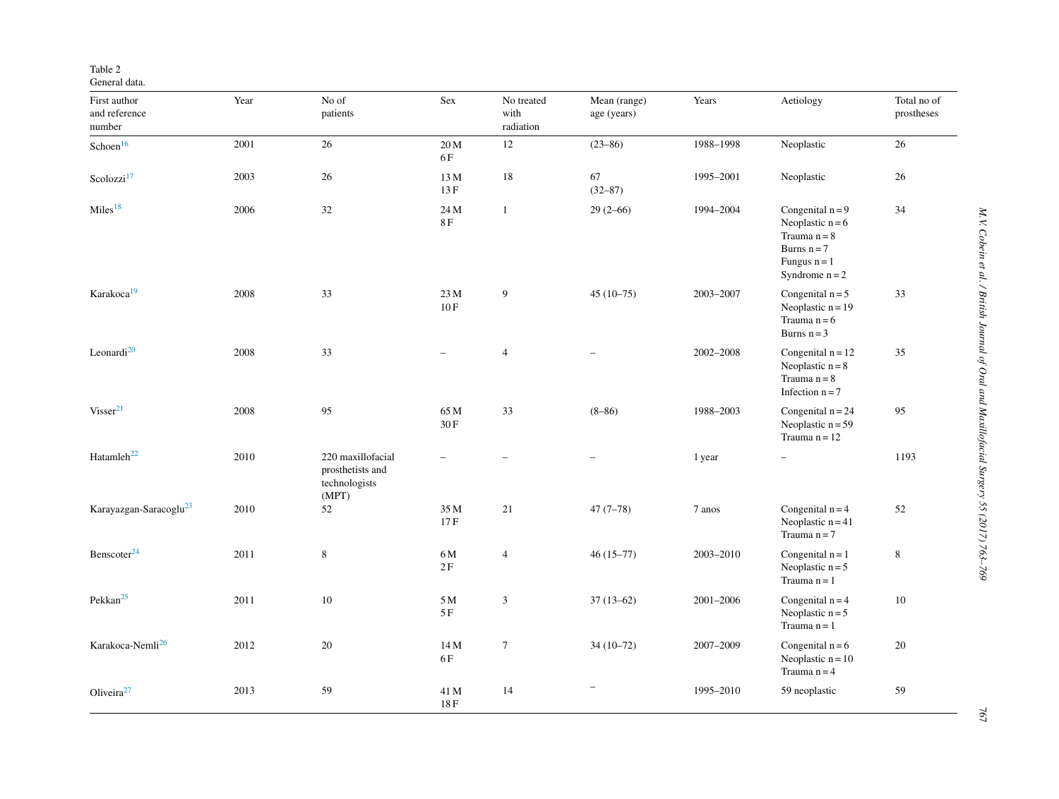Table 2
General data.

| First author and reference number | Year | No of patients | Sex | No treated with radiation | Mean (range) age (years) | Years | Aetiology | Total no of prostheses |
|---|---|---|---|---|---|---|---|---|
| Schoen[16] | 2001 | 26 | 20 M<br>6 F | 12 | (23–86) | 1988–1998 | Neoplastic | 26 |
| Scolozzi[17] | 2003 | 26 | 13 M<br>13 F | 18 | 67<br>(32–87) | 1995–2001 | Neoplastic | 26 |
| Miles[18] | 2006 | 32 | 24 M<br>8 F | 1 | 29 (2–66) | 1994–2004 | Congenital n = 9<br>Neoplastic n = 6<br>Trauma n = 8<br>Burns n = 7<br>Fungus n = 1<br>Syndrome n = 2 | 34 |
| Karakoca[19] | 2008 | 33 | 23 M<br>10 F | 9 | 45 (10–75) | 2003–2007 | Congenital n = 5<br>Neoplastic n = 19<br>Trauma n = 6<br>Burns n = 3 | 33 |
| Leonardi[20] | 2008 | 33 | – | 4 | – | 2002–2008 | Congenital n = 12<br>Neoplastic n = 8<br>Trauma n = 8<br>Infection n = 7 | 35 |
| Visser[21] | 2008 | 95 | 65 M<br>30 F | 33 | (8–86) | 1988–2003 | Congenital n = 24<br>Neoplastic n = 59<br>Trauma n = 12 | 95 |
| Hatamleh[22] | 2010 | 220 maxillofacial prosthetists and technologists (MPT) | – | – | – | 1 year | – | 1193 |
| Karayazgan-Saracoglu[23] | 2010 | 52 | 35 M<br>17 F | 21 | 47 (7–78) | 7 anos | Congenital n = 4<br>Neoplastic n = 41<br>Trauma n = 7 | 52 |
| Benscoter[24] | 2011 | 8 | 6 M<br>2 F | 4 | 46 (15–77) | 2003–2010 | Congenital n = 1<br>Neoplastic n = 5<br>Trauma n = 1 | 8 |
| Pekkan[25] | 2011 | 10 | 5 M<br>5 F | 3 | 37 (13–62) | 2001–2006 | Congenital n = 4<br>Neoplastic n = 5<br>Trauma n = 1 | 10 |
| Karakoca-Nemli[26] | 2012 | 20 | 14 M<br>6 F | 7 | 34 (10–72) | 2007–2009 | Congenital n = 6<br>Neoplastic n = 10<br>Trauma n = 4 | 20 |
| Oliveira[27] | 2013 | 59 | 41 M<br>18 F | 14 | – | 1995–2010 | 59 neoplastic | 59 |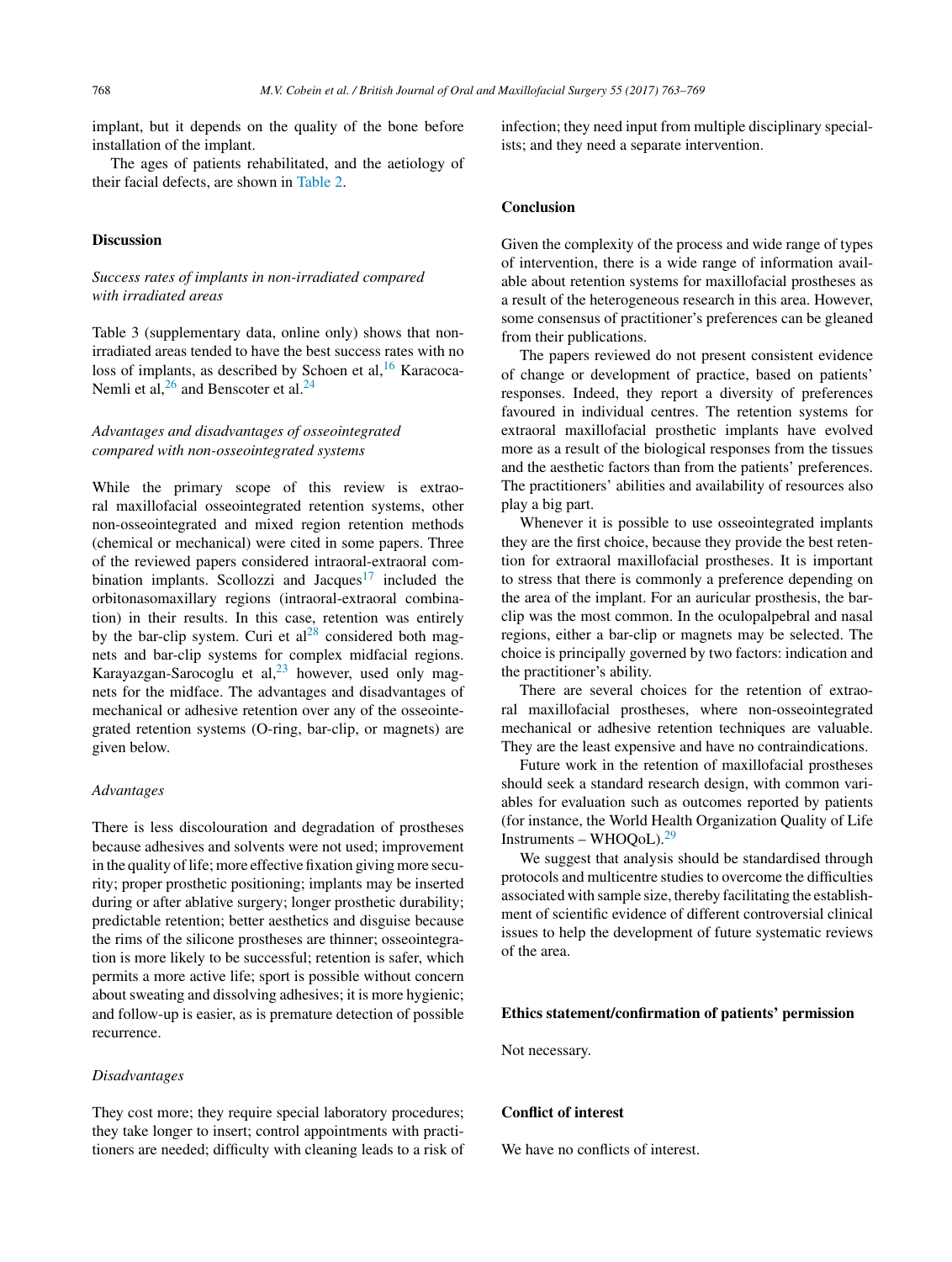implant, but it depends on the quality of the bone before installation of the implant.

The ages of patients rehabilitated, and the aetiology of their facial defects, are shown in Table 2.

## Discussion

### *Success rates of implants in non-irradiated compared with irradiated areas*

Table 3 (supplementary data, online only) shows that non-irradiated areas tended to have the best success rates with no loss of implants, as described by Schoen et al,[16] Karacoca-Nemli et al,[26] and Benscoter et al.[24]

### *Advantages and disadvantages of osseointegrated compared with non-osseointegrated systems*

While the primary scope of this review is extraoral maxillofacial osseointegrated retention systems, other non-osseointegrated and mixed region retention methods (chemical or mechanical) were cited in some papers. Three of the reviewed papers considered intraoral-extraoral combination implants. Scollozzi and Jacques[17] included the orbitonasomaxillary regions (intraoral-extraoral combination) in their results. In this case, retention was entirely by the bar-clip system. Curi et al[28] considered both magnets and bar-clip systems for complex midfacial regions. Karayazgan-Sarocoglu et al,[23] however, used only magnets for the midface. The advantages and disadvantages of mechanical or adhesive retention over any of the osseointegrated retention systems (O-ring, bar-clip, or magnets) are given below.

#### *Advantages*

There is less discolouration and degradation of prostheses because adhesives and solvents were not used; improvement in the quality of life; more effective fixation giving more security; proper prosthetic positioning; implants may be inserted during or after ablative surgery; longer prosthetic durability; predictable retention; better aesthetics and disguise because the rims of the silicone prostheses are thinner; osseointegration is more likely to be successful; retention is safer, which permits a more active life; sport is possible without concern about sweating and dissolving adhesives; it is more hygienic; and follow-up is easier, as is premature detection of possible recurrence.

#### *Disadvantages*

They cost more; they require special laboratory procedures; they take longer to insert; control appointments with practitioners are needed; difficulty with cleaning leads to a risk of infection; they need input from multiple disciplinary specialists; and they need a separate intervention.

## Conclusion

Given the complexity of the process and wide range of types of intervention, there is a wide range of information available about retention systems for maxillofacial prostheses as a result of the heterogeneous research in this area. However, some consensus of practitioner's preferences can be gleaned from their publications.

The papers reviewed do not present consistent evidence of change or development of practice, based on patients' responses. Indeed, they report a diversity of preferences favoured in individual centres. The retention systems for extraoral maxillofacial prosthetic implants have evolved more as a result of the biological responses from the tissues and the aesthetic factors than from the patients' preferences. The practitioners' abilities and availability of resources also play a big part.

Whenever it is possible to use osseointegrated implants they are the first choice, because they provide the best retention for extraoral maxillofacial prostheses. It is important to stress that there is commonly a preference depending on the area of the implant. For an auricular prosthesis, the bar-clip was the most common. In the oculopalpebral and nasal regions, either a bar-clip or magnets may be selected. The choice is principally governed by two factors: indication and the practitioner's ability.

There are several choices for the retention of extraoral maxillofacial prostheses, where non-osseointegrated mechanical or adhesive retention techniques are valuable. They are the least expensive and have no contraindications.

Future work in the retention of maxillofacial prostheses should seek a standard research design, with common variables for evaluation such as outcomes reported by patients (for instance, the World Health Organization Quality of Life Instruments – WHOQoL).[29]

We suggest that analysis should be standardised through protocols and multicentre studies to overcome the difficulties associated with sample size, thereby facilitating the establishment of scientific evidence of different controversial clinical issues to help the development of future systematic reviews of the area.

## Ethics statement/confirmation of patients' permission

Not necessary.

## Conflict of interest

We have no conflicts of interest.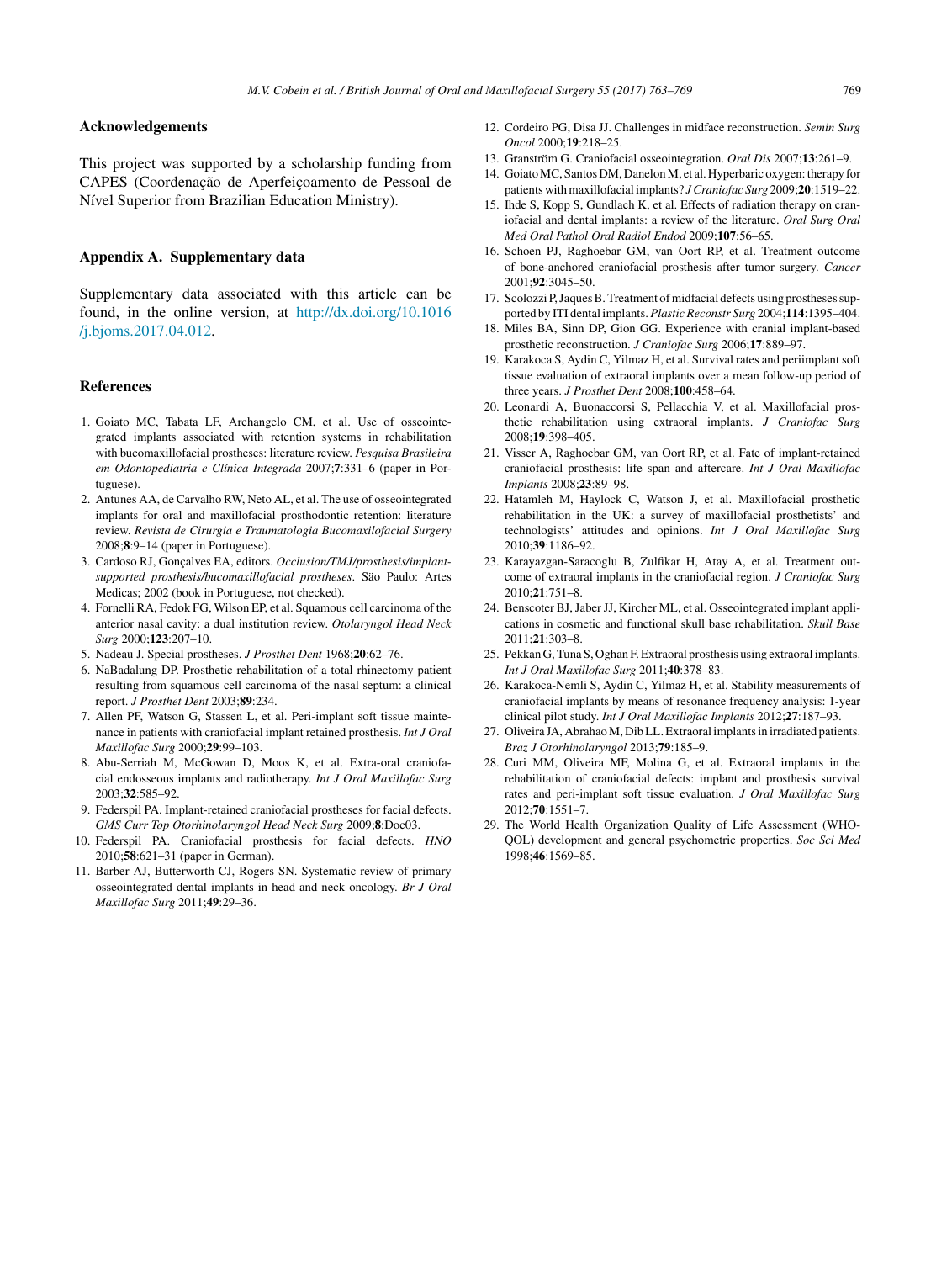## Acknowledgements

This project was supported by a scholarship funding from CAPES (Coordenação de Aperfeiçoamento de Pessoal de Nível Superior from Brazilian Education Ministry).

## Appendix A. Supplementary data

Supplementary data associated with this article can be found, in the online version, at http://dx.doi.org/10.1016/j.bjoms.2017.04.012.

## References

1. Goiato MC, Tabata LF, Archangelo CM, et al. Use of osseointegrated implants associated with retention systems in rehabilitation with bucomaxillofacial prostheses: literature review. *Pesquisa Brasileira em Odontopediatria e Clínica Integrada* 2007;**7**:331–6 (paper in Portuguese).
2. Antunes AA, de Carvalho RW, Neto AL, et al. The use of osseointegrated implants for oral and maxillofacial prosthodontic retention: literature review. *Revista de Cirurgia e Traumatologia Bucomaxilofacial Surgery* 2008;**8**:9–14 (paper in Portuguese).
3. Cardoso RJ, Gonçalves EA, editors. *Occlusion/TMJ/prosthesis/implant-supported prosthesis/bucomaxillofacial prostheses*. São Paulo: Artes Medicas; 2002 (book in Portuguese, not checked).
4. Fornelli RA, Fedok FG, Wilson EP, et al. Squamous cell carcinoma of the anterior nasal cavity: a dual institution review. *Otolaryngol Head Neck Surg* 2000;**123**:207–10.
5. Nadeau J. Special prostheses. *J Prosthet Dent* 1968;**20**:62–76.
6. NaBadalung DP. Prosthetic rehabilitation of a total rhinectomy patient resulting from squamous cell carcinoma of the nasal septum: a clinical report. *J Prosthet Dent* 2003;**89**:234.
7. Allen PF, Watson G, Stassen L, et al. Peri-implant soft tissue maintenance in patients with craniofacial implant retained prosthesis. *Int J Oral Maxillofac Surg* 2000;**29**:99–103.
8. Abu-Serriah M, McGowan D, Moos K, et al. Extra-oral craniofacial endosseous implants and radiotherapy. *Int J Oral Maxillofac Surg* 2003;**32**:585–92.
9. Federspil PA. Implant-retained craniofacial prostheses for facial defects. *GMS Curr Top Otorhinolaryngol Head Neck Surg* 2009;**8**:Doc03.
10. Federspil PA. Craniofacial prosthesis for facial defects. *HNO* 2010;**58**:621–31 (paper in German).
11. Barber AJ, Butterworth CJ, Rogers SN. Systematic review of primary osseointegrated dental implants in head and neck oncology. *Br J Oral Maxillofac Surg* 2011;**49**:29–36.
12. Cordeiro PG, Disa JJ. Challenges in midface reconstruction. *Semin Surg Oncol* 2000;**19**:218–25.
13. Granström G. Craniofacial osseointegration. *Oral Dis* 2007;**13**:261–9.
14. Goiato MC, Santos DM, Danelon M, et al. Hyperbaric oxygen: therapy for patients with maxillofacial implants? *J Craniofac Surg* 2009;**20**:1519–22.
15. Ihde S, Kopp S, Gundlach K, et al. Effects of radiation therapy on craniofacial and dental implants: a review of the literature. *Oral Surg Oral Med Oral Pathol Oral Radiol Endod* 2009;**107**:56–65.
16. Schoen PJ, Raghoebar GM, van Oort RP, et al. Treatment outcome of bone-anchored craniofacial prosthesis after tumor surgery. *Cancer* 2001;**92**:3045–50.
17. Scolozzi P, Jaques B. Treatment of midfacial defects using prostheses supported by ITI dental implants. *Plastic Reconstr Surg* 2004;**114**:1395–404.
18. Miles BA, Sinn DP, Gion GG. Experience with cranial implant-based prosthetic reconstruction. *J Craniofac Surg* 2006;**17**:889–97.
19. Karakoca S, Aydin C, Yilmaz H, et al. Survival rates and periimplant soft tissue evaluation of extraoral implants over a mean follow-up period of three years. *J Prosthet Dent* 2008;**100**:458–64.
20. Leonardi A, Buonaccorsi S, Pellacchia V, et al. Maxillofacial prosthetic rehabilitation using extraoral implants. *J Craniofac Surg* 2008;**19**:398–405.
21. Visser A, Raghoebar GM, van Oort RP, et al. Fate of implant-retained craniofacial prosthesis: life span and aftercare. *Int J Oral Maxillofac Implants* 2008;**23**:89–98.
22. Hatamleh M, Haylock C, Watson J, et al. Maxillofacial prosthetic rehabilitation in the UK: a survey of maxillofacial prosthetists' and technologists' attitudes and opinions. *Int J Oral Maxillofac Surg* 2010;**39**:1186–92.
23. Karayazgan-Saracoglu B, Zulfikar H, Atay A, et al. Treatment outcome of extraoral implants in the craniofacial region. *J Craniofac Surg* 2010;**21**:751–8.
24. Benscoter BJ, Jaber JJ, Kircher ML, et al. Osseointegrated implant applications in cosmetic and functional skull base rehabilitation. *Skull Base* 2011;**21**:303–8.
25. Pekkan G, Tuna S, Oghan F. Extraoral prosthesis using extraoral implants. *Int J Oral Maxillofac Surg* 2011;**40**:378–83.
26. Karakoca-Nemli S, Aydin C, Yilmaz H, et al. Stability measurements of craniofacial implants by means of resonance frequency analysis: 1-year clinical pilot study. *Int J Oral Maxillofac Implants* 2012;**27**:187–93.
27. Oliveira JA, Abrahao M, Dib LL. Extraoral implants in irradiated patients. *Braz J Otorhinolaryngol* 2013;**79**:185–9.
28. Curi MM, Oliveira MF, Molina G, et al. Extraoral implants in the rehabilitation of craniofacial defects: implant and prosthesis survival rates and peri-implant soft tissue evaluation. *J Oral Maxillofac Surg* 2012;**70**:1551–7.
29. The World Health Organization Quality of Life Assessment (WHOQOL) development and general psychometric properties. *Soc Sci Med* 1998;**46**:1569–85.